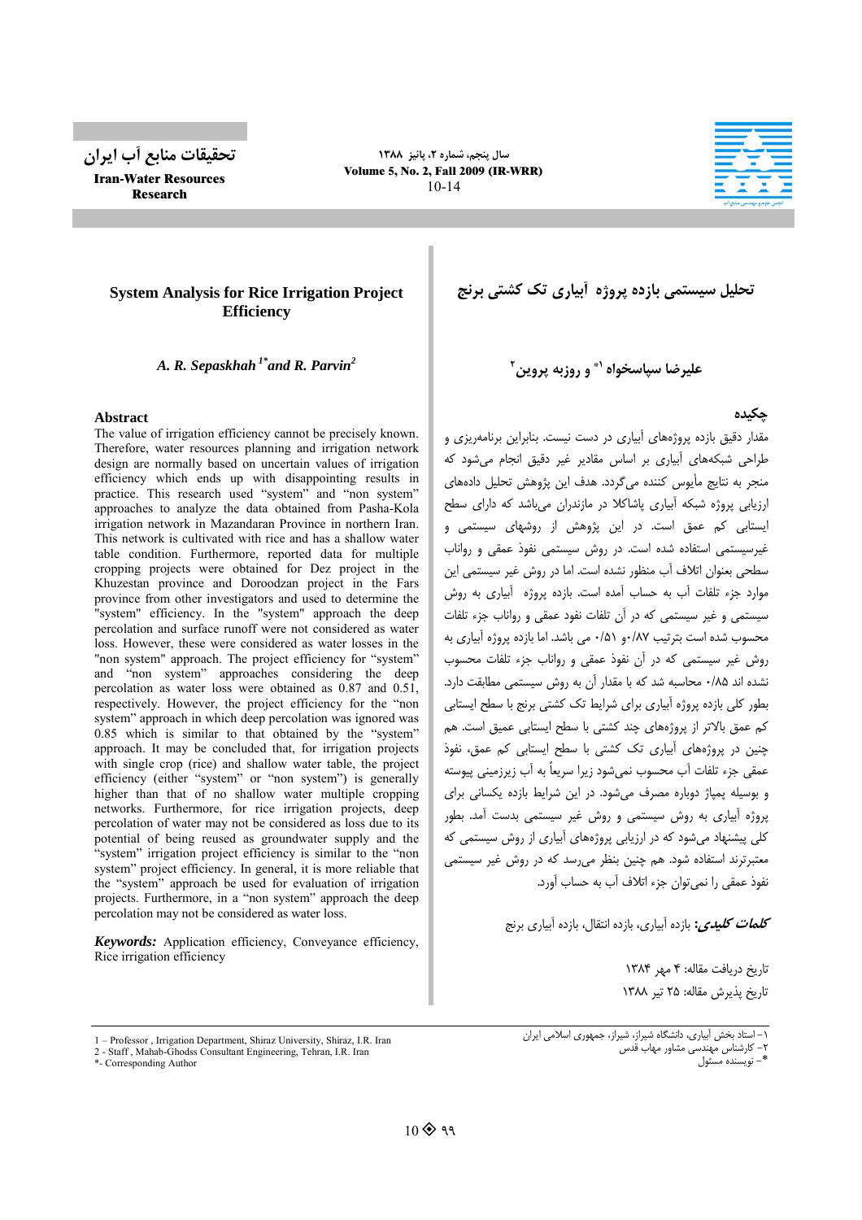# System Analysis for Rice Irrigation Project Efficiency

*A. R. Sepaskhah*[1*] *and R. Parvin*[2]

## Abstract

The value of irrigation efficiency cannot be precisely known. Therefore, water resources planning and irrigation network design are normally based on uncertain values of irrigation efficiency which ends up with disappointing results in practice. This research used "system" and "non system" approaches to analyze the data obtained from Pasha-Kola irrigation network in Mazandaran Province in northern Iran. This network is cultivated with rice and has a shallow water table condition. Furthermore, reported data for multiple cropping projects were obtained for Dez project in the Khuzestan province and Doroodzan project in the Fars province from other investigators and used to determine the "system" efficiency. In the "system" approach the deep percolation and surface runoff were not considered as water loss. However, these were considered as water losses in the "non system" approach. The project efficiency for "system" and "non system" approaches considering the deep percolation as water loss were obtained as 0.87 and 0.51, respectively. However, the project efficiency for the "non system" approach in which deep percolation was ignored was 0.85 which is similar to that obtained by the "system" approach. It may be concluded that, for irrigation projects with single crop (rice) and shallow water table, the project efficiency (either "system" or "non system") is generally higher than that of no shallow water multiple cropping networks. Furthermore, for rice irrigation projects, deep percolation of water may not be considered as loss due to its potential of being reused as groundwater supply and the "system" irrigation project efficiency is similar to the "non system" project efficiency. In general, it is more reliable that the "system" approach be used for evaluation of irrigation projects. Furthermore, in a "non system" approach the deep percolation may not be considered as water loss.

***Keywords:*** Application efficiency, Conveyance efficiency, Rice irrigation efficiency

1 – Professor , Irrigation Department, Shiraz University, Shiraz, I.R. Iran
2 - Staff , Mahab-Ghodss Consultant Engineering, Tehran, I.R. Iran
*- Corresponding Author

# تحلیل سیستمی بازده پروژه آبیاری تک کشتی برنج

**علیرضا سپاسخواه** [۱*] **و روزبه پروین** [۲]

## چکیده

مقدار دقیق بازده پروژه‌های آبیاری در دست نیست. بنابراین برنامه‌ریزی و طراحی شبکه‌های آبیاری بر اساس مقادیر غیر دقیق انجام می‌شود که منجر به نتایج مأیوس کننده می‌گردد. هدف این پژوهش تحلیل داده‌های ارزیابی پروژه شبکه آبیاری پاشاکلا در مازندران می‌باشد که دارای سطح ایستابی کم عمق است. در این پژوهش از روشهای سیستمی و غیرسیستمی استفاده شده است. در روش سیستمی نفوذ عمقی و رواناب سطحی بعنوان اتلاف آب منظور نشده است. اما در روش غیر سیستمی این موارد جزء تلفات آب به حساب آمده است. بازده پروژه آبیاری به روش سیستمی و غیر سیستمی که در آن تلفات نفود عمقی و رواناب جزء تلفات محسوب شده است بترتیب ۰/۸۷و ۰/۵۱ می باشد. اما بازده پروژه آبیاری به روش غیر سیستمی که در آن نفوذ عمقی و رواناب جزء تلفات محسوب نشده اند ۰/۸۵ محاسبه شد که با مقدار آن به روش سیستمی مطابقت دارد. بطور کلی بازده پروژه آبیاری برای شرایط تک کشتی برنج با سطح ایستابی کم عمق بالاتر از پروژه‌های چند کشتی با سطح ایستابی عمیق است. هم چنین در پروژه‌های آبیاری تک کشتی با سطح ایستابی کم عمق، نفوذ عمقی جزء تلفات آب محسوب نمی‌شود زیرا سریعاً به آب زیرزمینی پیوسته و بوسیله پمپاژ دوباره مصرف می‌شود. در این شرایط بازده یکسانی برای پروژه آبیاری به روش سیستمی و روش غیر سیستمی بدست آمد. بطور کلی پیشنهاد می‌شود که در ارزیابی پروژه‌های آبیاری از روش سیستمی که معتبرترند استفاده شود. هم چنین بنظر می‌رسد که در روش غیر سیستمی نفوذ عمقی را نمی‌توان جزء اتلاف آب به حساب آورد.

***کلمات کلیدی:*** بازده آبیاری، بازده انتقال، بازده آبیاری برنج

تاریخ دریافت مقاله: ۴ مهر ۱۳۸۴
تاریخ پذیرش مقاله: ۲۵ تیر ۱۳۸۸

۱– استاد بخش آبیاری، دانشگاه شیراز، شیراز، جمهوری اسلامی ایران
۲– کارشناس مهندسی مشاور مهاب قدس
*– نویسنده مسئول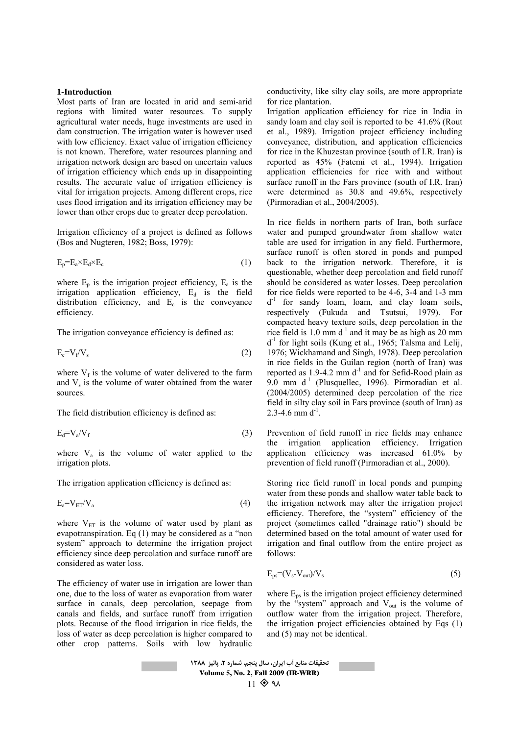## 1-Introduction

Most parts of Iran are located in arid and semi-arid regions with limited water resources. To supply agricultural water needs, huge investments are used in dam construction. The irrigation water is however used with low efficiency. Exact value of irrigation efficiency is not known. Therefore, water resources planning and irrigation network design are based on uncertain values of irrigation efficiency which ends up in disappointing results. The accurate value of irrigation efficiency is vital for irrigation projects. Among different crops, rice uses flood irrigation and its irrigation efficiency may be lower than other crops due to greater deep percolation.

Irrigation efficiency of a project is defined as follows (Bos and Nugteren, 1982; Boss, 1979):

$$E_p = E_a \times E_d \times E_c \tag{1}$$

where $E_p$ is the irrigation project efficiency, $E_a$ is the irrigation application efficiency, $E_d$ is the field distribution efficiency, and $E_c$ is the conveyance efficiency.

The irrigation conveyance efficiency is defined as:

$$E_c = V_f / V_s \tag{2}$$

where $V_f$ is the volume of water delivered to the farm and $V_s$ is the volume of water obtained from the water sources.

The field distribution efficiency is defined as:

$$E_d = V_a / V_f \tag{3}$$

where $V_a$ is the volume of water applied to the irrigation plots.

The irrigation application efficiency is defined as:

$$E_a = V_{ET} / V_a \tag{4}$$

where $V_{ET}$ is the volume of water used by plant as evapotranspiration. Eq (1) may be considered as a "non system" approach to determine the irrigation project efficiency since deep percolation and surface runoff are considered as water loss.

The efficiency of water use in irrigation are lower than one, due to the loss of water as evaporation from water surface in canals, deep percolation, seepage from canals and fields, and surface runoff from irrigation plots. Because of the flood irrigation in rice fields, the loss of water as deep percolation is higher compared to other crop patterns. Soils with low hydraulic conductivity, like silty clay soils, are more appropriate for rice plantation.

Irrigation application efficiency for rice in India in sandy loam and clay soil is reported to be 41.6% (Rout et al., 1989). Irrigation project efficiency including conveyance, distribution, and application efficiencies for rice in the Khuzestan province (south of I.R. Iran) is reported as 45% (Fatemi et al., 1994). Irrigation application efficiencies for rice with and without surface runoff in the Fars province (south of I.R. Iran) were determined as 30.8 and 49.6%, respectively (Pirmoradian et al., 2004/2005).

In rice fields in northern parts of Iran, both surface water and pumped groundwater from shallow water table are used for irrigation in any field. Furthermore, surface runoff is often stored in ponds and pumped back to the irrigation network. Therefore, it is questionable, whether deep percolation and field runoff should be considered as water losses. Deep percolation for rice fields were reported to be 4-6, 3-4 and 1-3 mm $d^{-1}$ for sandy loam, loam, and clay loam soils, respectively (Fukuda and Tsutsui, 1979). For compacted heavy texture soils, deep percolation in the rice field is 1.0 mm $d^{-1}$ and it may be as high as 20 mm $d^{-1}$ for light soils (Kung et al., 1965; Talsma and Lelij, 1976; Wickhamand and Singh, 1978). Deep percolation in rice fields in the Guilan region (north of Iran) was reported as 1.9-4.2 mm $d^{-1}$ and for Sefid-Rood plain as 9.0 mm $d^{-1}$ (Plusquellec, 1996). Pirmoradian et al. (2004/2005) determined deep percolation of the rice field in silty clay soil in Fars province (south of Iran) as 2.3-4.6 mm $d^{-1}$.

Prevention of field runoff in rice fields may enhance the irrigation application efficiency. Irrigation application efficiency was increased 61.0% by prevention of field runoff (Pirmoradian et al., 2000).

Storing rice field runoff in local ponds and pumping water from these ponds and shallow water table back to the irrigation network may alter the irrigation project efficiency. Therefore, the "system" efficiency of the project (sometimes called "drainage ratio") should be determined based on the total amount of water used for irrigation and final outflow from the entire project as follows:

$$E_{ps} = (V_s - V_{out}) / V_s \tag{5}$$

where $E_{ps}$ is the irrigation project efficiency determined by the "system" approach and $V_{out}$ is the volume of outflow water from the irrigation project. Therefore, the irrigation project efficiencies obtained by Eqs (1) and (5) may not be identical.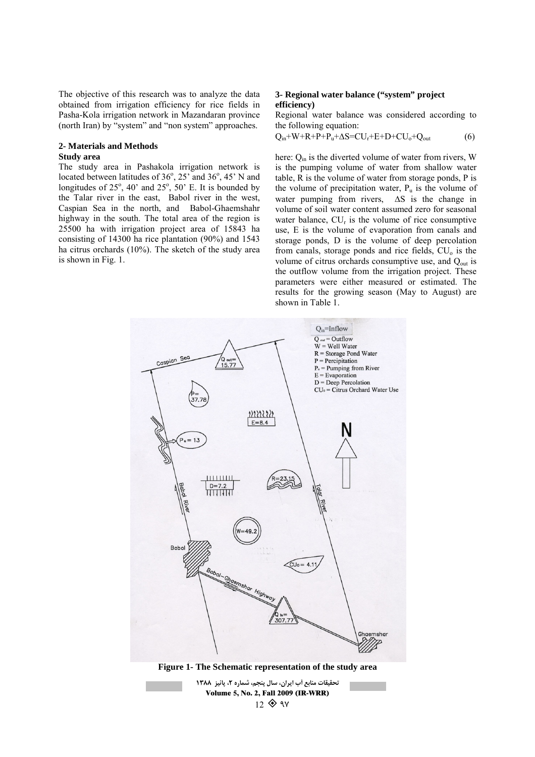The objective of this research was to analyze the data obtained from irrigation efficiency for rice fields in Pasha-Kola irrigation network in Mazandaran province (north Iran) by "system" and "non system" approaches.

## 2- Materials and Methods

### Study area

The study area in Pashakola irrigation network is located between latitudes of 36°, 25' and 36°, 45' N and longitudes of 25°, 40' and 25°, 50' E. It is bounded by the Talar river in the east, Babol river in the west, Caspian Sea in the north, and Babol-Ghaemshahr highway in the south. The total area of the region is 25500 ha with irrigation project area of 15843 ha consisting of 14300 ha rice plantation (90%) and 1543 ha citrus orchards (10%). The sketch of the study area is shown in Fig. 1.

## 3- Regional water balance ("system" project efficiency)

Regional water balance was considered according to the following equation:

$$Q_{in}+W+R+P+P_u+\Delta S=CU_r+E+D+CU_o+Q_{out} \quad (6)$$

here: $Q_{in}$ is the diverted volume of water from rivers, W is the pumping volume of water from shallow water table, R is the volume of water from storage ponds, P is the volume of precipitation water, $P_u$ is the volume of water pumping from rivers, $\Delta S$ is the change in volume of soil water content assumed zero for seasonal water balance, $CU_r$ is the volume of rice consumptive use, E is the volume of evaporation from canals and storage ponds, D is the volume of deep percolation from canals, storage ponds and rice fields, $CU_o$ is the volume of citrus orchards consumptive use, and $Q_{out}$ is the outflow volume from the irrigation project. These parameters were either measured or estimated. The results for the growing season (May to August) are shown in Table 1.

**Figure 1- The Schematic representation of the study area**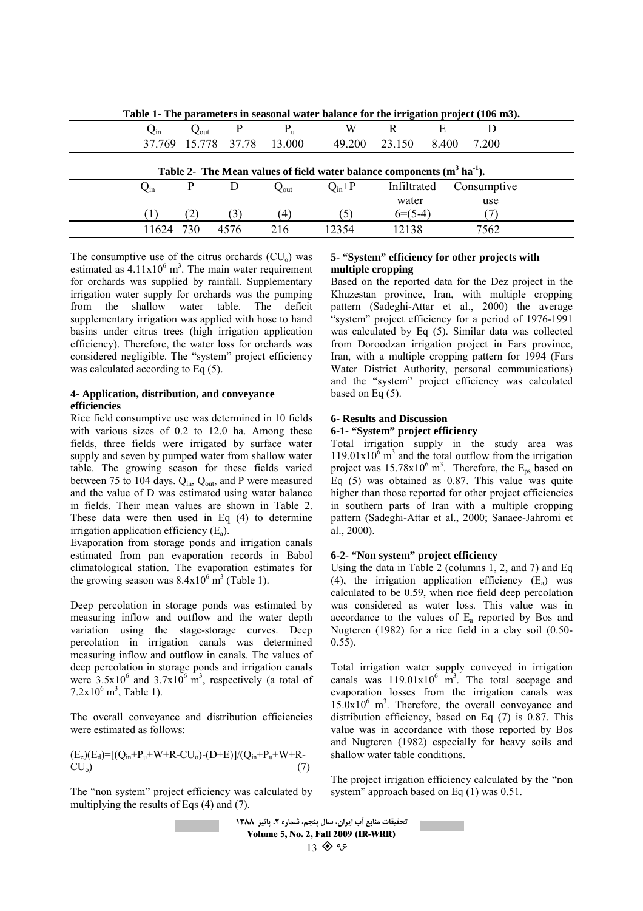Table 1- The parameters in seasonal water balance for the irrigation project ($10^6$ m3).

| $Q_{in}$ | $Q_{out}$ | P | $P_u$ | W | R | E | D |
|---|---|---|---|---|---|---|---|
| 37.769 | 15.778 | 37.78 | 13.000 | 49.200 | 23.150 | 8.400 | 7.200 |

Table 2- The Mean values of field water balance components ($m^3\ ha^{-1}$).

| $Q_{in}$ | P | D | $Q_{out}$ | $Q_{in}$+P | Infiltrated water | Consumptive use |
|---|---|---|---|---|---|---|
| (1) | (2) | (3) | (4) | (5) | 6=(5-4) | (7) |
| 11624 | 730 | 4576 | 216 | 12354 | 12138 | 7562 |

The consumptive use of the citrus orchards ($CU_o$) was estimated as $4.11x10^6\ m^3$. The main water requirement for orchards was supplied by rainfall. Supplementary irrigation water supply for orchards was the pumping from the shallow water table. The deficit supplementary irrigation was applied with hose to hand basins under citrus trees (high irrigation application efficiency). Therefore, the water loss for orchards was considered negligible. The "system" project efficiency was calculated according to Eq (5).

### 4- Application, distribution, and conveyance efficiencies

Rice field consumptive use was determined in 10 fields with various sizes of 0.2 to 12.0 ha. Among these fields, three fields were irrigated by surface water supply and seven by pumped water from shallow water table. The growing season for these fields varied between 75 to 104 days. $Q_{in}$, $Q_{out}$, and P were measured and the value of D was estimated using water balance in fields. Their mean values are shown in Table 2. These data were then used in Eq (4) to determine irrigation application efficiency ($E_a$).

Evaporation from storage ponds and irrigation canals estimated from pan evaporation records in Babol climatological station. The evaporation estimates for the growing season was $8.4x10^6\ m^3$ (Table 1).

Deep percolation in storage ponds was estimated by measuring inflow and outflow and the water depth variation using the stage-storage curves. Deep percolation in irrigation canals was determined measuring inflow and outflow in canals. The values of deep percolation in storage ponds and irrigation canals were $3.5x10^6$ and $3.7x10^6\ m^3$, respectively (a total of $7.2x10^6\ m^3$, Table 1).

The overall conveyance and distribution efficiencies were estimated as follows:

$$(E_c)(E_d)=[(Q_{in}+P_u+W+R-CU_o)-(D+E)]/(Q_{in}+P_u+W+R-CU_o) \quad (7)$$

The "non system" project efficiency was calculated by multiplying the results of Eqs (4) and (7).

### 5- "System" efficiency for other projects with multiple cropping

Based on the reported data for the Dez project in the Khuzestan province, Iran, with multiple cropping pattern (Sadeghi-Attar et al., 2000) the average "system" project efficiency for a period of 1976-1991 was calculated by Eq (5). Similar data was collected from Doroodzan irrigation project in Fars province, Iran, with a multiple cropping pattern for 1994 (Fars Water District Authority, personal communications) and the "system" project efficiency was calculated based on Eq (5).

## 6- Results and Discussion

### 6-1- "System" project efficiency

Total irrigation supply in the study area was $119.01x10^6\ m^3$ and the total outflow from the irrigation project was $15.78x10^6\ m^3$. Therefore, the $E_{ps}$ based on Eq (5) was obtained as 0.87. This value was quite higher than those reported for other project efficiencies in southern parts of Iran with a multiple cropping pattern (Sadeghi-Attar et al., 2000; Sanaee-Jahromi et al., 2000).

### 6-2- "Non system" project efficiency

Using the data in Table 2 (columns 1, 2, and 7) and Eq (4), the irrigation application efficiency ($E_a$) was calculated to be 0.59, when rice field deep percolation was considered as water loss. This value was in accordance to the values of $E_a$ reported by Bos and Nugteren (1982) for a rice field in a clay soil (0.50-0.55).

Total irrigation water supply conveyed in irrigation canals was $119.01x10^6\ m^3$. The total seepage and evaporation losses from the irrigation canals was $15.0x10^6\ m^3$. Therefore, the overall conveyance and distribution efficiency, based on Eq (7) is 0.87. This value was in accordance with those reported by Bos and Nugteren (1982) especially for heavy soils and shallow water table conditions.

The project irrigation efficiency calculated by the "non system" approach based on Eq (1) was 0.51.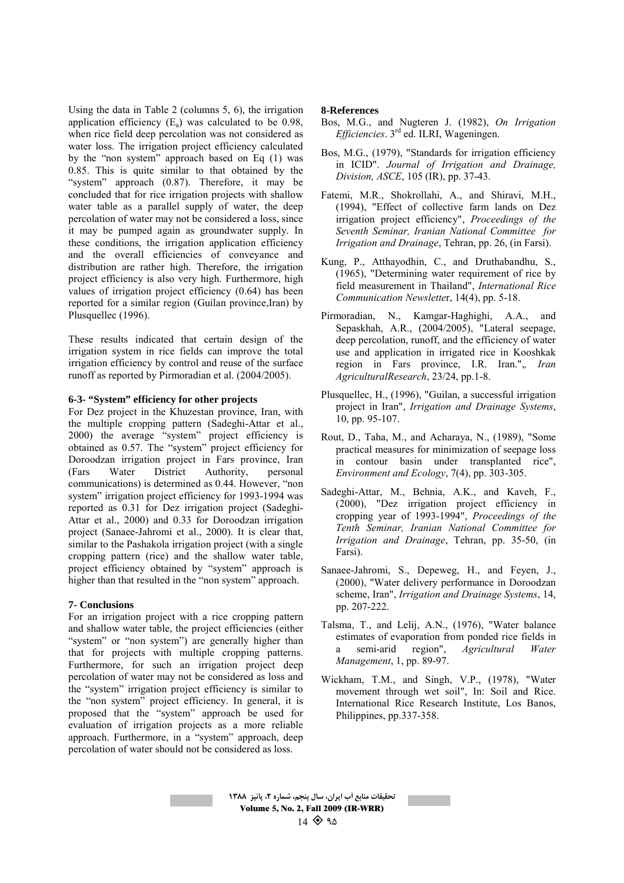Using the data in Table 2 (columns 5, 6), the irrigation application efficiency ($E_a$) was calculated to be 0.98, when rice field deep percolation was not considered as water loss. The irrigation project efficiency calculated by the "non system" approach based on Eq (1) was 0.85. This is quite similar to that obtained by the "system" approach (0.87). Therefore, it may be concluded that for rice irrigation projects with shallow water table as a parallel supply of water, the deep percolation of water may not be considered a loss, since it may be pumped again as groundwater supply. In these conditions, the irrigation application efficiency and the overall efficiencies of conveyance and distribution are rather high. Therefore, the irrigation project efficiency is also very high. Furthermore, high values of irrigation project efficiency (0.64) has been reported for a similar region (Guilan province,Iran) by Plusquellec (1996).

These results indicated that certain design of the irrigation system in rice fields can improve the total irrigation efficiency by control and reuse of the surface runoff as reported by Pirmoradian et al. (2004/2005).

### 6-3- "System" efficiency for other projects

For Dez project in the Khuzestan province, Iran, with the multiple cropping pattern (Sadeghi-Attar et al., 2000) the average "system" project efficiency is obtained as 0.57. The "system" project efficiency for Doroodzan irrigation project in Fars province, Iran (Fars Water District Authority, personal communications) is determined as 0.44. However, "non system" irrigation project efficiency for 1993-1994 was reported as 0.31 for Dez irrigation project (Sadeghi-Attar et al., 2000) and 0.33 for Doroodzan irrigation project (Sanaee-Jahromi et al., 2000). It is clear that, similar to the Pashakola irrigation project (with a single cropping pattern (rice) and the shallow water table, project efficiency obtained by "system" approach is higher than that resulted in the "non system" approach.

## 7- Conclusions

For an irrigation project with a rice cropping pattern and shallow water table, the project efficiencies (either "system" or "non system") are generally higher than that for projects with multiple cropping patterns. Furthermore, for such an irrigation project deep percolation of water may not be considered as loss and the "system" irrigation project efficiency is similar to the "non system" project efficiency. In general, it is proposed that the "system" approach be used for evaluation of irrigation projects as a more reliable approach. Furthermore, in a "system" approach, deep percolation of water should not be considered as loss.

## 8-References

Bos, M.G., and Nugteren J. (1982), *On Irrigation Efficiencies*. 3rd ed. ILRI, Wageningen.

Bos, M.G., (1979), "Standards for irrigation efficiency in ICID". *Journal of Irrigation and Drainage, Division, ASCE*, 105 (IR), pp. 37-43.

Fatemi, M.R., Shokrollahi, A., and Shiravi, M.H., (1994), "Effect of collective farm lands on Dez irrigation project efficiency", *Proceedings of the Seventh Seminar, Iranian National Committee for Irrigation and Drainage*, Tehran, pp. 26, (in Farsi).

Kung, P., Atthayodhin, C., and Druthabandhu, S., (1965), "Determining water requirement of rice by field measurement in Thailand", *International Rice Communication Newsletter*, 14(4), pp. 5-18.

Pirmoradian, N., Kamgar-Haghighi, A.A., and Sepaskhah, A.R., (2004/2005), "Lateral seepage, deep percolation, runoff, and the efficiency of water use and application in irrigated rice in Kooshkak region in Fars province, I.R. Iran.",, *Iran AgriculturalResearch*, 23/24, pp.1-8.

Plusquellec, H., (1996), "Guilan, a successful irrigation project in Iran", *Irrigation and Drainage Systems*, 10, pp. 95-107.

Rout, D., Taha, M., and Acharaya, N., (1989), "Some practical measures for minimization of seepage loss in contour basin under transplanted rice", *Environment and Ecology*, 7(4), pp. 303-305.

Sadeghi-Attar, M., Behnia, A.K., and Kaveh, F., (2000), "Dez irrigation project efficiency in cropping year of 1993-1994", *Proceedings of the Tenth Seminar, Iranian National Committee for Irrigation and Drainage*, Tehran, pp. 35-50, (in Farsi).

Sanaee-Jahromi, S., Depeweg, H., and Feyen, J., (2000), "Water delivery performance in Doroodzan scheme, Iran", *Irrigation and Drainage Systems*, 14, pp. 207-222.

Talsma, T., and Lelij, A.N., (1976), "Water balance estimates of evaporation from ponded rice fields in a semi-arid region", *Agricultural Water Management*, 1, pp. 89-97.

Wickham, T.M., and Singh, V.P., (1978), "Water movement through wet soil", In: Soil and Rice. International Rice Research Institute, Los Banos, Philippines, pp.337-358.